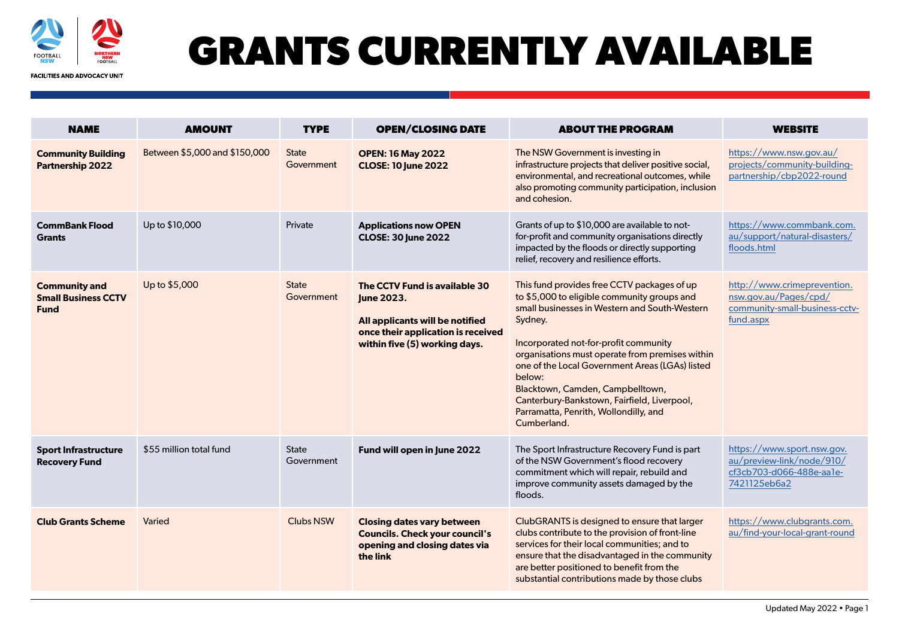FACILITIES AND ADVOCACY UNIT

# GRANTS CURRENTLY AVAILABLE

| NAME | AMOUNT | TYPE | OPEN/CLOSING DATE | ABOUT THE PROGRAM | WEBSITE |
|---|---|---|---|---|---|
| **Community Building Partnership 2022** | Between $5,000 and $150,000 | State Government | **OPEN: 16 May 2022**<br>**CLOSE: 10 June 2022** | The NSW Government is investing in infrastructure projects that deliver positive social, environmental, and recreational outcomes, while also promoting community participation, inclusion and cohesion. | https://www.nsw.gov.au/projects/community-building-partnership/cbp2022-round |
| **CommBank Flood Grants** | Up to $10,000 | Private | **Applications now OPEN**<br>**CLOSE: 30 June 2022** | Grants of up to $10,000 are available to not-for-profit and community organisations directly impacted by the floods or directly supporting relief, recovery and resilience efforts. | https://www.commbank.com.au/support/natural-disasters/floods.html |
| **Community and Small Business CCTV Fund** | Up to $5,000 | State Government | **The CCTV Fund is available 30 June 2023.**<br><br>**All applicants will be notified once their application is received within five (5) working days.** | This fund provides free CCTV packages of up to $5,000 to eligible community groups and small businesses in Western and South-Western Sydney.<br><br>Incorporated not-for-profit community organisations must operate from premises within one of the Local Government Areas (LGAs) listed below:<br>Blacktown, Camden, Campbelltown, Canterbury-Bankstown, Fairfield, Liverpool, Parramatta, Penrith, Wollondilly, and Cumberland. | http://www.crimeprevention.nsw.gov.au/Pages/cpd/community-small-business-cctv-fund.aspx |
| **Sport Infrastructure Recovery Fund** | $55 million total fund | State Government | **Fund will open in June 2022** | The Sport Infrastructure Recovery Fund is part of the NSW Government's flood recovery commitment which will repair, rebuild and improve community assets damaged by the floods. | https://www.sport.nsw.gov.au/preview-link/node/910/cf3cb703-d066-488e-aa1e-7421125eb6a2 |
| **Club Grants Scheme** | Varied | Clubs NSW | **Closing dates vary between Councils. Check your council's opening and closing dates via the link** | ClubGRANTS is designed to ensure that larger clubs contribute to the provision of front-line services for their local communities; and to ensure that the disadvantaged in the community are better positioned to benefit from the substantial contributions made by those clubs | https://www.clubgrants.com.au/find-your-local-grant-round |

Updated May 2022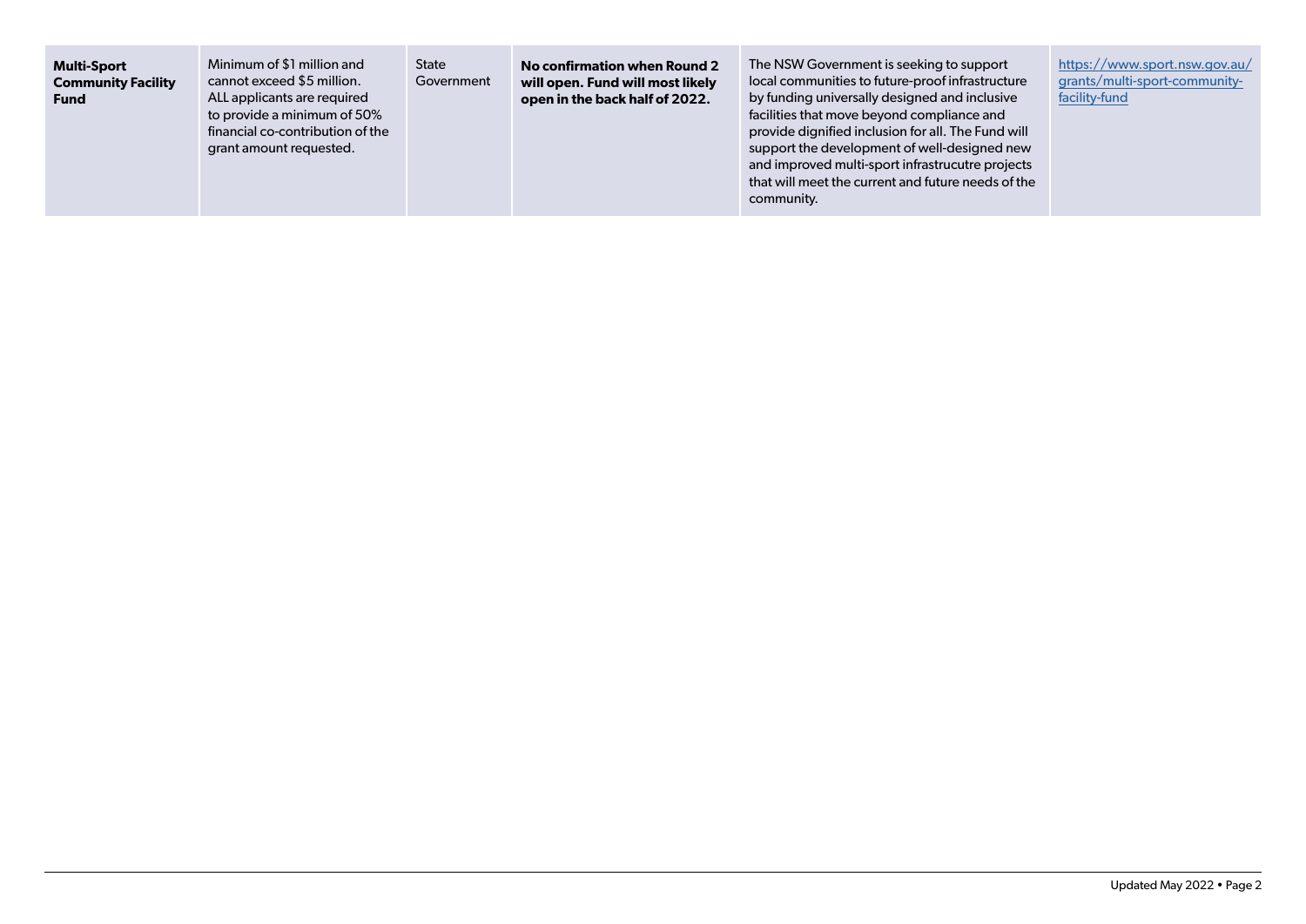| | | | | | |
|---|---|---|---|---|---|
| **Multi-Sport Community Facility Fund** | Minimum of $1 million and cannot exceed $5 million. ALL applicants are required to provide a minimum of 50% financial co-contribution of the grant amount requested. | State Government | **No confirmation when Round 2 will open. Fund will most likely open in the back half of 2022.** | The NSW Government is seeking to support local communities to future-proof infrastructure by funding universally designed and inclusive facilities that move beyond compliance and provide dignified inclusion for all. The Fund will support the development of well-designed new and improved multi-sport infrastrucutre projects that will meet the current and future needs of the community. | https://www.sport.nsw.gov.au/grants/multi-sport-community-facility-fund |

Updated May 2022